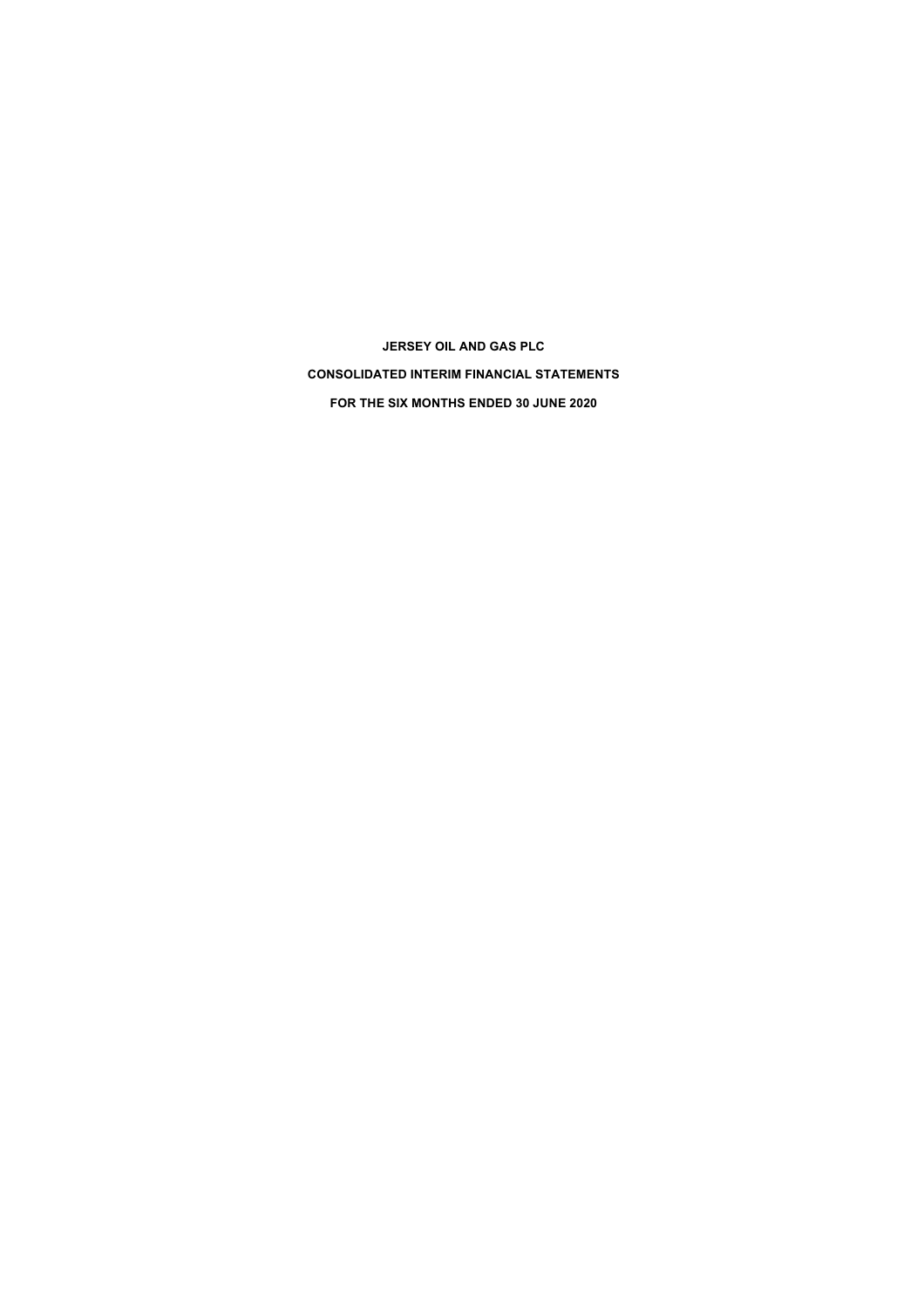**JERSEY OIL AND GAS PLC**

**CONSOLIDATED INTERIM FINANCIAL STATEMENTS**

**FOR THE SIX MONTHS ENDED 30 JUNE 2020**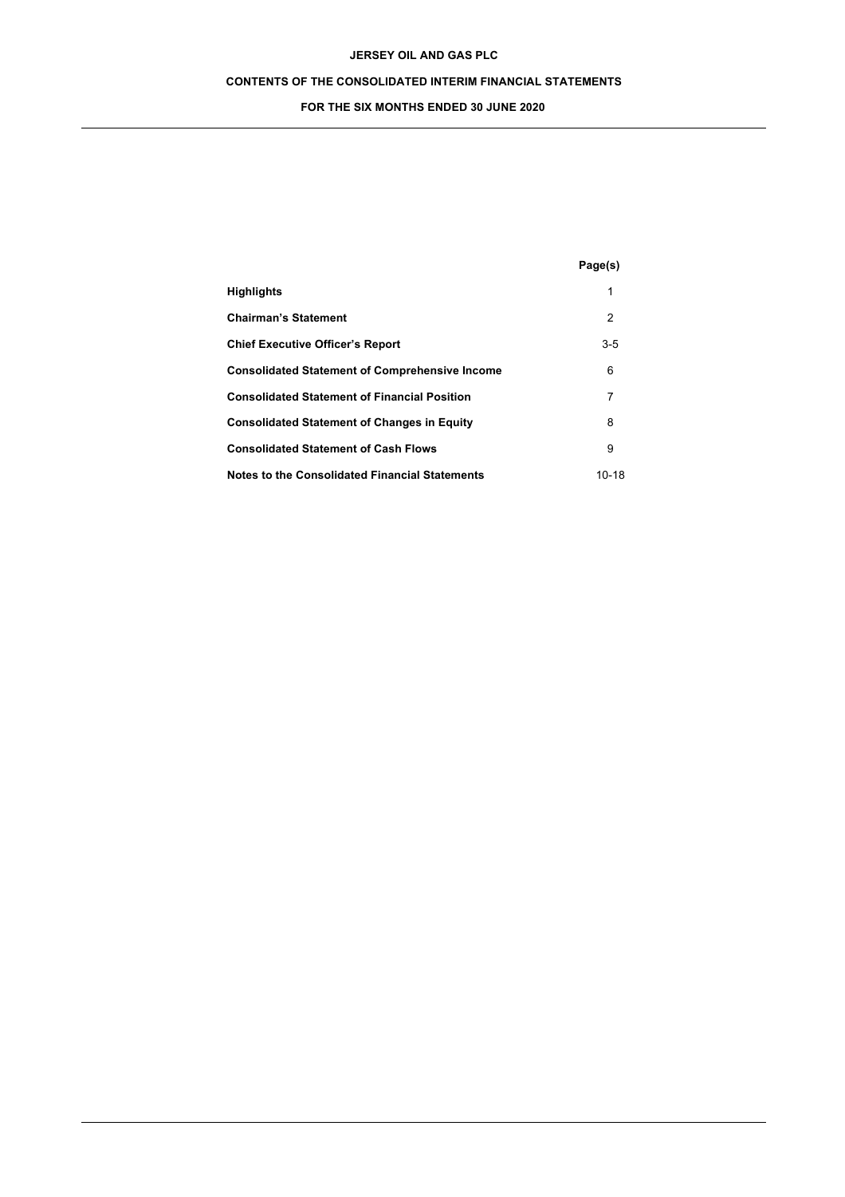**JERSEY OIL AND GAS PLC**

**CONTENTS OF THE CONSOLIDATED INTERIM FINANCIAL STATEMENTS**

**FOR THE SIX MONTHS ENDED 30 JUNE 2020**

| | **Page(s)** |
|---|---|
| **Highlights** | 1 |
| **Chairman's Statement** | 2 |
| **Chief Executive Officer's Report** | 3-5 |
| **Consolidated Statement of Comprehensive Income** | 6 |
| **Consolidated Statement of Financial Position** | 7 |
| **Consolidated Statement of Changes in Equity** | 8 |
| **Consolidated Statement of Cash Flows** | 9 |
| **Notes to the Consolidated Financial Statements** | 10-18 |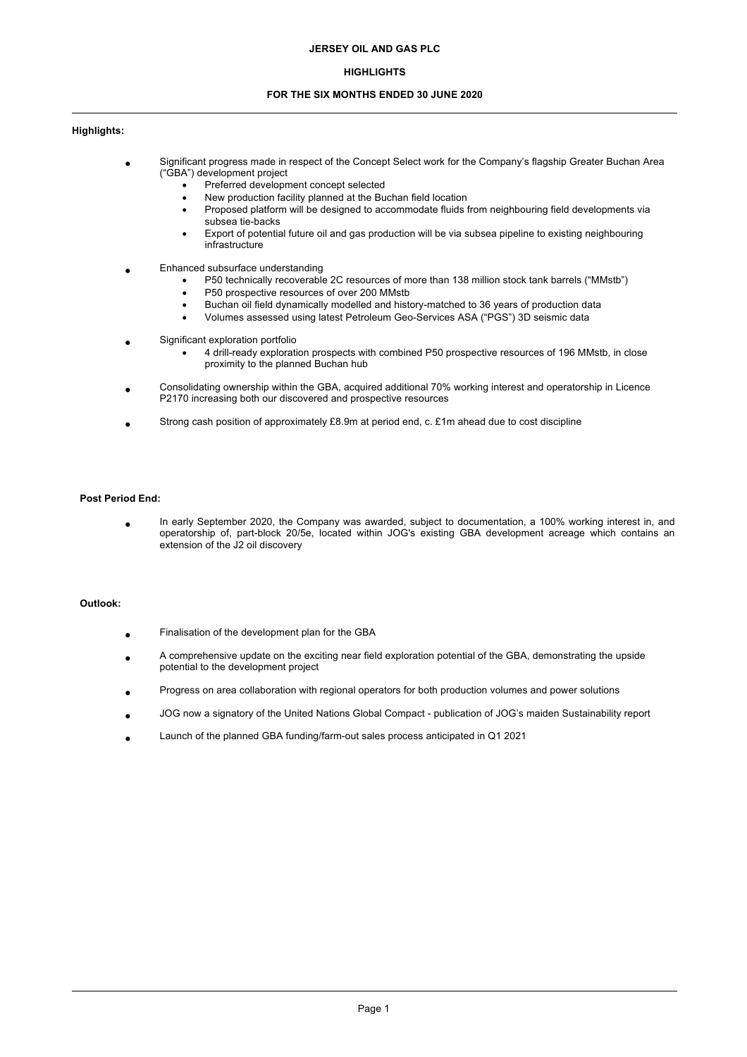# JERSEY OIL AND GAS PLC

## HIGHLIGHTS

### FOR THE SIX MONTHS ENDED 30 JUNE 2020

**Highlights:**

- Significant progress made in respect of the Concept Select work for the Company's flagship Greater Buchan Area ("GBA") development project
  - Preferred development concept selected
  - New production facility planned at the Buchan field location
  - Proposed platform will be designed to accommodate fluids from neighbouring field developments via subsea tie-backs
  - Export of potential future oil and gas production will be via subsea pipeline to existing neighbouring infrastructure
- Enhanced subsurface understanding
  - P50 technically recoverable 2C resources of more than 138 million stock tank barrels ("MMstb")
  - P50 prospective resources of over 200 MMstb
  - Buchan oil field dynamically modelled and history-matched to 36 years of production data
  - Volumes assessed using latest Petroleum Geo-Services ASA ("PGS") 3D seismic data
- Significant exploration portfolio
  - 4 drill-ready exploration prospects with combined P50 prospective resources of 196 MMstb, in close proximity to the planned Buchan hub
- Consolidating ownership within the GBA, acquired additional 70% working interest and operatorship in Licence P2170 increasing both our discovered and prospective resources
- Strong cash position of approximately £8.9m at period end, c. £1m ahead due to cost discipline

**Post Period End:**

- In early September 2020, the Company was awarded, subject to documentation, a 100% working interest in, and operatorship of, part-block 20/5e, located within JOG's existing GBA development acreage which contains an extension of the J2 oil discovery

**Outlook:**

- Finalisation of the development plan for the GBA
- A comprehensive update on the exciting near field exploration potential of the GBA, demonstrating the upside potential to the development project
- Progress on area collaboration with regional operators for both production volumes and power solutions
- JOG now a signatory of the United Nations Global Compact - publication of JOG's maiden Sustainability report
- Launch of the planned GBA funding/farm-out sales process anticipated in Q1 2021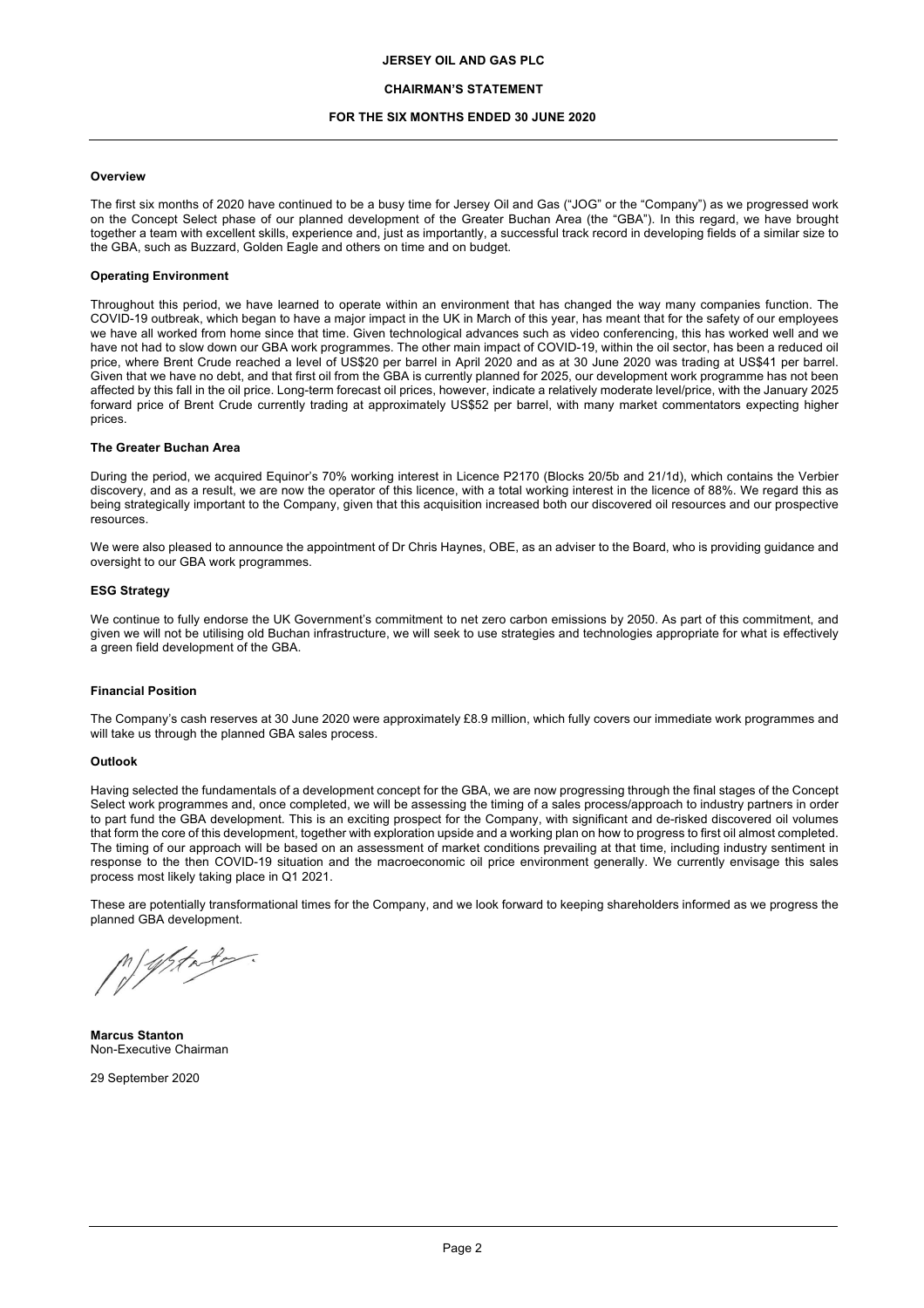**JERSEY OIL AND GAS PLC**

**CHAIRMAN'S STATEMENT**

**FOR THE SIX MONTHS ENDED 30 JUNE 2020**

**Overview**

The first six months of 2020 have continued to be a busy time for Jersey Oil and Gas ("JOG" or the "Company") as we progressed work on the Concept Select phase of our planned development of the Greater Buchan Area (the "GBA"). In this regard, we have brought together a team with excellent skills, experience and, just as importantly, a successful track record in developing fields of a similar size to the GBA, such as Buzzard, Golden Eagle and others on time and on budget.

**Operating Environment**

Throughout this period, we have learned to operate within an environment that has changed the way many companies function. The COVID-19 outbreak, which began to have a major impact in the UK in March of this year, has meant that for the safety of our employees we have all worked from home since that time. Given technological advances such as video conferencing, this has worked well and we have not had to slow down our GBA work programmes. The other main impact of COVID-19, within the oil sector, has been a reduced oil price, where Brent Crude reached a level of US$20 per barrel in April 2020 and as at 30 June 2020 was trading at US$41 per barrel. Given that we have no debt, and that first oil from the GBA is currently planned for 2025, our development work programme has not been affected by this fall in the oil price. Long-term forecast oil prices, however, indicate a relatively moderate level/price, with the January 2025 forward price of Brent Crude currently trading at approximately US$52 per barrel, with many market commentators expecting higher prices.

**The Greater Buchan Area**

During the period, we acquired Equinor's 70% working interest in Licence P2170 (Blocks 20/5b and 21/1d), which contains the Verbier discovery, and as a result, we are now the operator of this licence, with a total working interest in the licence of 88%. We regard this as being strategically important to the Company, given that this acquisition increased both our discovered oil resources and our prospective resources.

We were also pleased to announce the appointment of Dr Chris Haynes, OBE, as an adviser to the Board, who is providing guidance and oversight to our GBA work programmes.

**ESG Strategy**

We continue to fully endorse the UK Government's commitment to net zero carbon emissions by 2050. As part of this commitment, and given we will not be utilising old Buchan infrastructure, we will seek to use strategies and technologies appropriate for what is effectively a green field development of the GBA.

**Financial Position**

The Company's cash reserves at 30 June 2020 were approximately £8.9 million, which fully covers our immediate work programmes and will take us through the planned GBA sales process.

**Outlook**

Having selected the fundamentals of a development concept for the GBA, we are now progressing through the final stages of the Concept Select work programmes and, once completed, we will be assessing the timing of a sales process/approach to industry partners in order to part fund the GBA development. This is an exciting prospect for the Company, with significant and de-risked discovered oil volumes that form the core of this development, together with exploration upside and a working plan on how to progress to first oil almost completed. The timing of our approach will be based on an assessment of market conditions prevailing at that time, including industry sentiment in response to the then COVID-19 situation and the macroeconomic oil price environment generally. We currently envisage this sales process most likely taking place in Q1 2021.

These are potentially transformational times for the Company, and we look forward to keeping shareholders informed as we progress the planned GBA development.

**Marcus Stanton**
Non-Executive Chairman

29 September 2020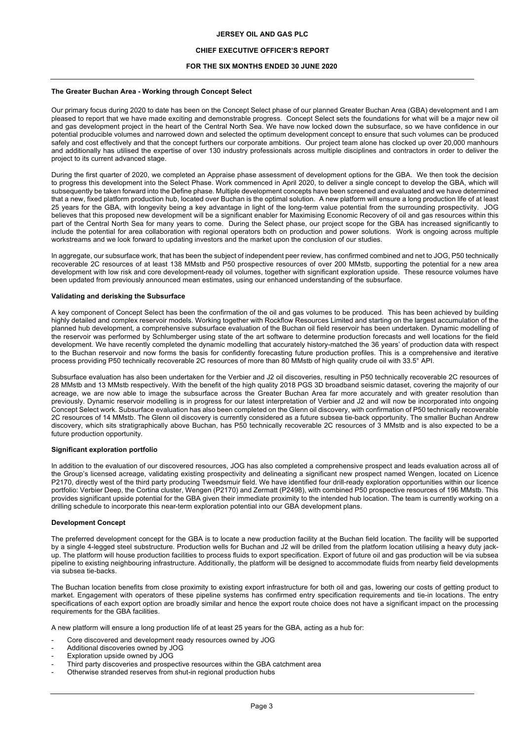# JERSEY OIL AND GAS PLC

## CHIEF EXECUTIVE OFFICER'S REPORT

## FOR THE SIX MONTHS ENDED 30 JUNE 2020

### The Greater Buchan Area - Working through Concept Select

Our primary focus during 2020 to date has been on the Concept Select phase of our planned Greater Buchan Area (GBA) development and I am pleased to report that we have made exciting and demonstrable progress. Concept Select sets the foundations for what will be a major new oil and gas development project in the heart of the Central North Sea. We have now locked down the subsurface, so we have confidence in our potential producible volumes and narrowed down and selected the optimum development concept to ensure that such volumes can be produced safely and cost effectively and that the concept furthers our corporate ambitions. Our project team alone has clocked up over 20,000 manhours and additionally has utilised the expertise of over 130 industry professionals across multiple disciplines and contractors in order to deliver the project to its current advanced stage.

During the first quarter of 2020, we completed an Appraise phase assessment of development options for the GBA. We then took the decision to progress this development into the Select Phase. Work commenced in April 2020, to deliver a single concept to develop the GBA, which will subsequently be taken forward into the Define phase. Multiple development concepts have been screened and evaluated and we have determined that a new, fixed platform production hub, located over Buchan is the optimal solution. A new platform will ensure a long production life of at least 25 years for the GBA, with longevity being a key advantage in light of the long-term value potential from the surrounding prospectivity. JOG believes that this proposed new development will be a significant enabler for Maximising Economic Recovery of oil and gas resources within this part of the Central North Sea for many years to come. During the Select phase, our project scope for the GBA has increased significantly to include the potential for area collaboration with regional operators both on production and power solutions. Work is ongoing across multiple workstreams and we look forward to updating investors and the market upon the conclusion of our studies.

In aggregate, our subsurface work, that has been the subject of independent peer review, has confirmed combined and net to JOG, P50 technically recoverable 2C resources of at least 138 MMstb and P50 prospective resources of over 200 MMstb, supporting the potential for a new area development with low risk and core development-ready oil volumes, together with significant exploration upside. These resource volumes have been updated from previously announced mean estimates, using our enhanced understanding of the subsurface.

### Validating and derisking the Subsurface

A key component of Concept Select has been the confirmation of the oil and gas volumes to be produced. This has been achieved by building highly detailed and complex reservoir models. Working together with Rockflow Resources Limited and starting on the largest accumulation of the planned hub development, a comprehensive subsurface evaluation of the Buchan oil field reservoir has been undertaken. Dynamic modelling of the reservoir was performed by Schlumberger using state of the art software to determine production forecasts and well locations for the field development. We have recently completed the dynamic modelling that accurately history-matched the 36 years' of production data with respect to the Buchan reservoir and now forms the basis for confidently forecasting future production profiles. This is a comprehensive and iterative process providing P50 technically recoverable 2C resources of more than 80 MMstb of high quality crude oil with 33.5° API.

Subsurface evaluation has also been undertaken for the Verbier and J2 oil discoveries, resulting in P50 technically recoverable 2C resources of 28 MMstb and 13 MMstb respectively. With the benefit of the high quality 2018 PGS 3D broadband seismic dataset, covering the majority of our acreage, we are now able to image the subsurface across the Greater Buchan Area far more accurately and with greater resolution than previously. Dynamic reservoir modelling is in progress for our latest interpretation of Verbier and J2 and will now be incorporated into ongoing Concept Select work. Subsurface evaluation has also been completed on the Glenn oil discovery, with confirmation of P50 technically recoverable 2C resources of 14 MMstb. The Glenn oil discovery is currently considered as a future subsea tie-back opportunity. The smaller Buchan Andrew discovery, which sits stratigraphically above Buchan, has P50 technically recoverable 2C resources of 3 MMstb and is also expected to be a future production opportunity.

### Significant exploration portfolio

In addition to the evaluation of our discovered resources, JOG has also completed a comprehensive prospect and leads evaluation across all of the Group's licensed acreage, validating existing prospectivity and delineating a significant new prospect named Wengen, located on Licence P2170, directly west of the third party producing Tweedsmuir field. We have identified four drill-ready exploration opportunities within our licence portfolio: Verbier Deep, the Cortina cluster, Wengen (P2170) and Zermatt (P2498), with combined P50 prospective resources of 196 MMstb. This provides significant upside potential for the GBA given their immediate proximity to the intended hub location. The team is currently working on a drilling schedule to incorporate this near-term exploration potential into our GBA development plans.

### Development Concept

The preferred development concept for the GBA is to locate a new production facility at the Buchan field location. The facility will be supported by a single 4-legged steel substructure. Production wells for Buchan and J2 will be drilled from the platform location utilising a heavy duty jack-up. The platform will house production facilities to process fluids to export specification. Export of future oil and gas production will be via subsea pipeline to existing neighbouring infrastructure. Additionally, the platform will be designed to accommodate fluids from nearby field developments via subsea tie-backs.

The Buchan location benefits from close proximity to existing export infrastructure for both oil and gas, lowering our costs of getting product to market. Engagement with operators of these pipeline systems has confirmed entry specification requirements and tie-in locations. The entry specifications of each export option are broadly similar and hence the export route choice does not have a significant impact on the processing requirements for the GBA facilities.

A new platform will ensure a long production life of at least 25 years for the GBA, acting as a hub for:

- Core discovered and development ready resources owned by JOG
- Additional discoveries owned by JOG
- Exploration upside owned by JOG
- Third party discoveries and prospective resources within the GBA catchment area
- Otherwise stranded reserves from shut-in regional production hubs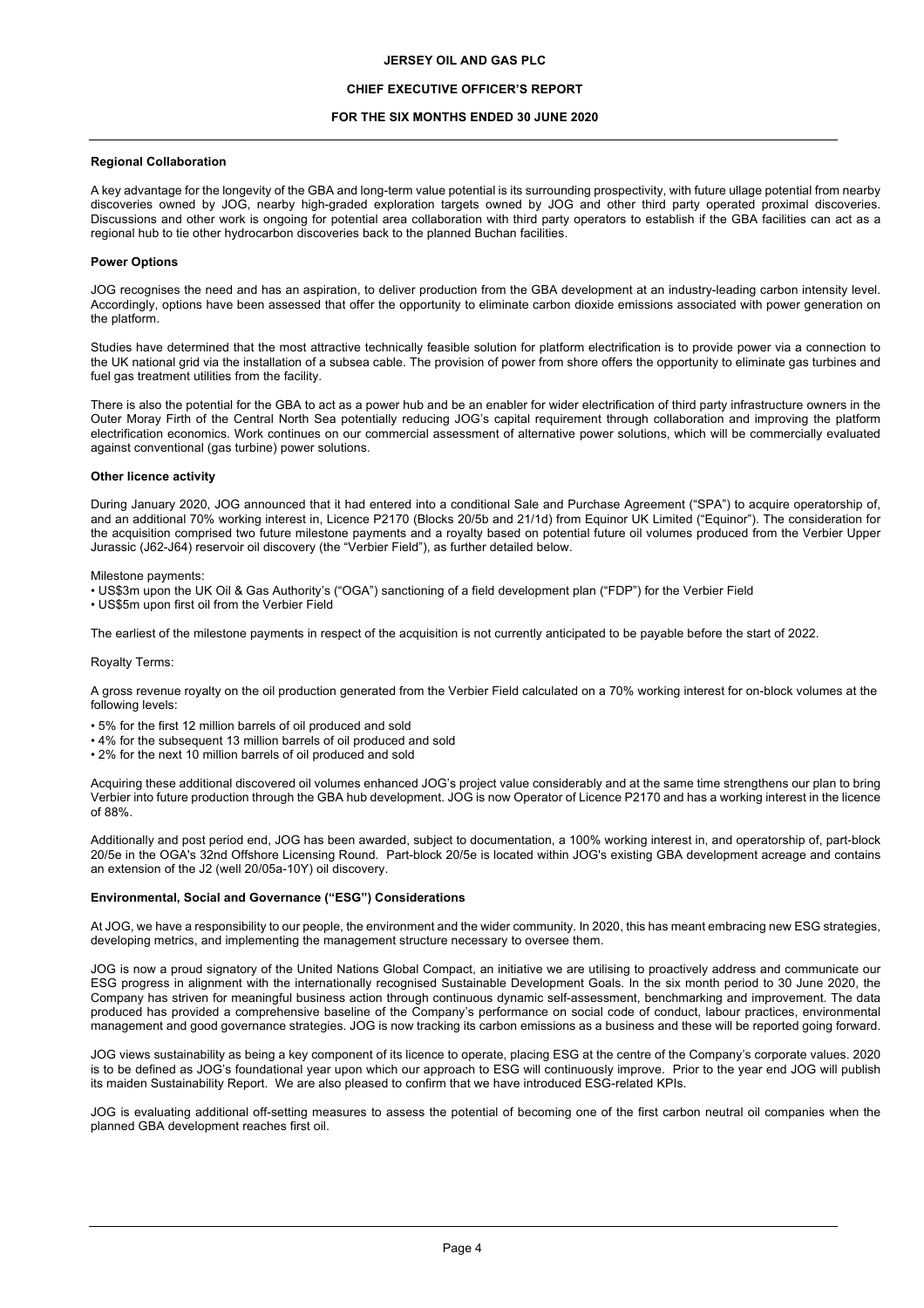### Regional Collaboration

A key advantage for the longevity of the GBA and long-term value potential is its surrounding prospectivity, with future ullage potential from nearby discoveries owned by JOG, nearby high-graded exploration targets owned by JOG and other third party operated proximal discoveries. Discussions and other work is ongoing for potential area collaboration with third party operators to establish if the GBA facilities can act as a regional hub to tie other hydrocarbon discoveries back to the planned Buchan facilities.

### Power Options

JOG recognises the need and has an aspiration, to deliver production from the GBA development at an industry-leading carbon intensity level. Accordingly, options have been assessed that offer the opportunity to eliminate carbon dioxide emissions associated with power generation on the platform.

Studies have determined that the most attractive technically feasible solution for platform electrification is to provide power via a connection to the UK national grid via the installation of a subsea cable. The provision of power from shore offers the opportunity to eliminate gas turbines and fuel gas treatment utilities from the facility.

There is also the potential for the GBA to act as a power hub and be an enabler for wider electrification of third party infrastructure owners in the Outer Moray Firth of the Central North Sea potentially reducing JOG's capital requirement through collaboration and improving the platform electrification economics. Work continues on our commercial assessment of alternative power solutions, which will be commercially evaluated against conventional (gas turbine) power solutions.

### Other licence activity

During January 2020, JOG announced that it had entered into a conditional Sale and Purchase Agreement ("SPA") to acquire operatorship of, and an additional 70% working interest in, Licence P2170 (Blocks 20/5b and 21/1d) from Equinor UK Limited ("Equinor"). The consideration for the acquisition comprised two future milestone payments and a royalty based on potential future oil volumes produced from the Verbier Upper Jurassic (J62-J64) reservoir oil discovery (the "Verbier Field"), as further detailed below.

Milestone payments:

- US$3m upon the UK Oil & Gas Authority's ("OGA") sanctioning of a field development plan ("FDP") for the Verbier Field
- US$5m upon first oil from the Verbier Field

The earliest of the milestone payments in respect of the acquisition is not currently anticipated to be payable before the start of 2022.

Royalty Terms:

A gross revenue royalty on the oil production generated from the Verbier Field calculated on a 70% working interest for on-block volumes at the following levels:

- 5% for the first 12 million barrels of oil produced and sold
- 4% for the subsequent 13 million barrels of oil produced and sold
- 2% for the next 10 million barrels of oil produced and sold

Acquiring these additional discovered oil volumes enhanced JOG's project value considerably and at the same time strengthens our plan to bring Verbier into future production through the GBA hub development. JOG is now Operator of Licence P2170 and has a working interest in the licence of 88%.

Additionally and post period end, JOG has been awarded, subject to documentation, a 100% working interest in, and operatorship of, part-block 20/5e in the OGA's 32nd Offshore Licensing Round. Part-block 20/5e is located within JOG's existing GBA development acreage and contains an extension of the J2 (well 20/05a-10Y) oil discovery.

### Environmental, Social and Governance ("ESG") Considerations

At JOG, we have a responsibility to our people, the environment and the wider community. In 2020, this has meant embracing new ESG strategies, developing metrics, and implementing the management structure necessary to oversee them.

JOG is now a proud signatory of the United Nations Global Compact, an initiative we are utilising to proactively address and communicate our ESG progress in alignment with the internationally recognised Sustainable Development Goals. In the six month period to 30 June 2020, the Company has striven for meaningful business action through continuous dynamic self-assessment, benchmarking and improvement. The data produced has provided a comprehensive baseline of the Company's performance on social code of conduct, labour practices, environmental management and good governance strategies. JOG is now tracking its carbon emissions as a business and these will be reported going forward.

JOG views sustainability as being a key component of its licence to operate, placing ESG at the centre of the Company's corporate values. 2020 is to be defined as JOG's foundational year upon which our approach to ESG will continuously improve. Prior to the year end JOG will publish its maiden Sustainability Report. We are also pleased to confirm that we have introduced ESG-related KPIs.

JOG is evaluating additional off-setting measures to assess the potential of becoming one of the first carbon neutral oil companies when the planned GBA development reaches first oil.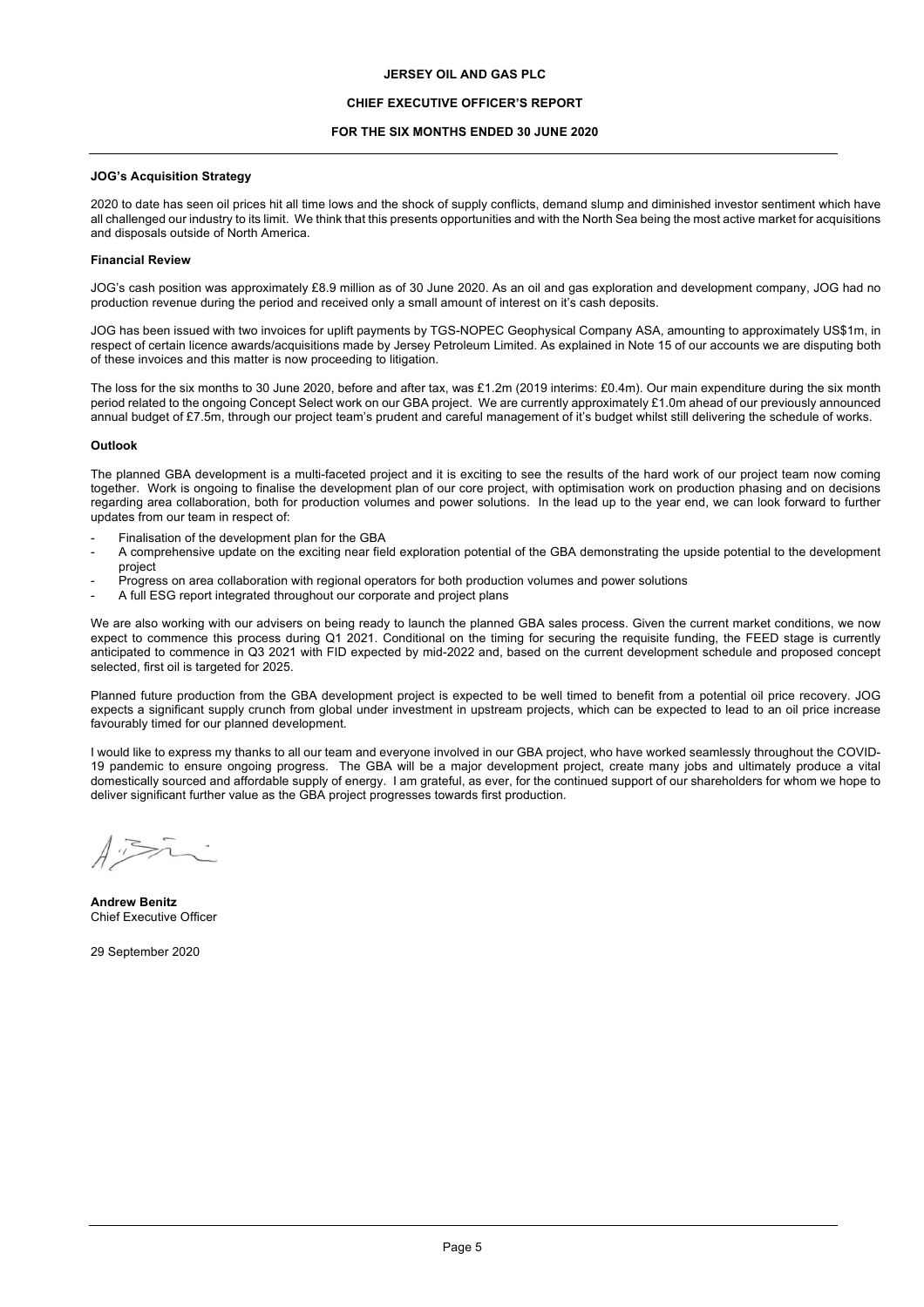**JERSEY OIL AND GAS PLC**

**CHIEF EXECUTIVE OFFICER'S REPORT**

**FOR THE SIX MONTHS ENDED 30 JUNE 2020**

**JOG's Acquisition Strategy**

2020 to date has seen oil prices hit all time lows and the shock of supply conflicts, demand slump and diminished investor sentiment which have all challenged our industry to its limit. We think that this presents opportunities and with the North Sea being the most active market for acquisitions and disposals outside of North America.

**Financial Review**

JOG's cash position was approximately £8.9 million as of 30 June 2020. As an oil and gas exploration and development company, JOG had no production revenue during the period and received only a small amount of interest on it's cash deposits.

JOG has been issued with two invoices for uplift payments by TGS-NOPEC Geophysical Company ASA, amounting to approximately US$1m, in respect of certain licence awards/acquisitions made by Jersey Petroleum Limited. As explained in Note 15 of our accounts we are disputing both of these invoices and this matter is now proceeding to litigation.

The loss for the six months to 30 June 2020, before and after tax, was £1.2m (2019 interims: £0.4m). Our main expenditure during the six month period related to the ongoing Concept Select work on our GBA project. We are currently approximately £1.0m ahead of our previously announced annual budget of £7.5m, through our project team's prudent and careful management of it's budget whilst still delivering the schedule of works.

**Outlook**

The planned GBA development is a multi-faceted project and it is exciting to see the results of the hard work of our project team now coming together. Work is ongoing to finalise the development plan of our core project, with optimisation work on production phasing and on decisions regarding area collaboration, both for production volumes and power solutions. In the lead up to the year end, we can look forward to further updates from our team in respect of:

- Finalisation of the development plan for the GBA
- A comprehensive update on the exciting near field exploration potential of the GBA demonstrating the upside potential to the development project
- Progress on area collaboration with regional operators for both production volumes and power solutions
- A full ESG report integrated throughout our corporate and project plans

We are also working with our advisers on being ready to launch the planned GBA sales process. Given the current market conditions, we now expect to commence this process during Q1 2021. Conditional on the timing for securing the requisite funding, the FEED stage is currently anticipated to commence in Q3 2021 with FID expected by mid-2022 and, based on the current development schedule and proposed concept selected, first oil is targeted for 2025.

Planned future production from the GBA development project is expected to be well timed to benefit from a potential oil price recovery. JOG expects a significant supply crunch from global under investment in upstream projects, which can be expected to lead to an oil price increase favourably timed for our planned development.

I would like to express my thanks to all our team and everyone involved in our GBA project, who have worked seamlessly throughout the COVID-19 pandemic to ensure ongoing progress. The GBA will be a major development project, create many jobs and ultimately produce a vital domestically sourced and affordable supply of energy. I am grateful, as ever, for the continued support of our shareholders for whom we hope to deliver significant further value as the GBA project progresses towards first production.

**Andrew Benitz**
Chief Executive Officer

29 September 2020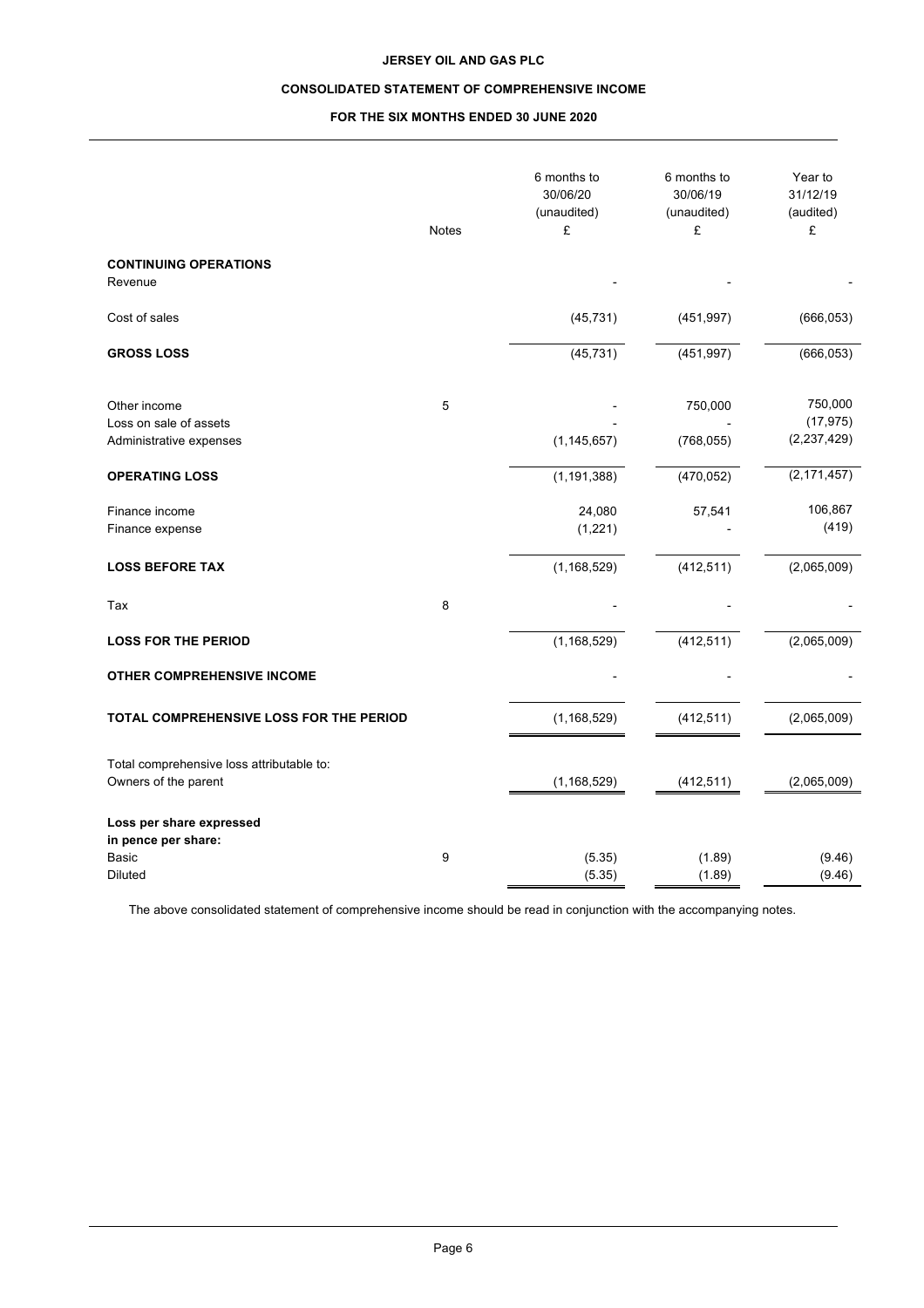**JERSEY OIL AND GAS PLC**

**CONSOLIDATED STATEMENT OF COMPREHENSIVE INCOME**

**FOR THE SIX MONTHS ENDED 30 JUNE 2020**

| | Notes | 6 months to 30/06/20 (unaudited) £ | 6 months to 30/06/19 (unaudited) £ | Year to 31/12/19 (audited) £ |
|---|---|---|---|---|
| **CONTINUING OPERATIONS** | | | | |
| Revenue | | - | - | - |
| Cost of sales | | (45,731) | (451,997) | (666,053) |
| **GROSS LOSS** | | (45,731) | (451,997) | (666,053) |
| Other income | 5 | - | 750,000 | 750,000 |
| Loss on sale of assets | | - | - | (17,975) |
| Administrative expenses | | (1,145,657) | (768,055) | (2,237,429) |
| **OPERATING LOSS** | | (1,191,388) | (470,052) | (2,171,457) |
| Finance income | | 24,080 | 57,541 | 106,867 |
| Finance expense | | (1,221) | - | (419) |
| **LOSS BEFORE TAX** | | (1,168,529) | (412,511) | (2,065,009) |
| Tax | 8 | - | - | - |
| **LOSS FOR THE PERIOD** | | (1,168,529) | (412,511) | (2,065,009) |
| **OTHER COMPREHENSIVE INCOME** | | - | - | - |
| **TOTAL COMPREHENSIVE LOSS FOR THE PERIOD** | | (1,168,529) | (412,511) | (2,065,009) |
| Total comprehensive loss attributable to: | | | | |
| Owners of the parent | | (1,168,529) | (412,511) | (2,065,009) |
| **Loss per share expressed in pence per share:** | | | | |
| Basic | 9 | (5.35) | (1.89) | (9.46) |
| Diluted | | (5.35) | (1.89) | (9.46) |

The above consolidated statement of comprehensive income should be read in conjunction with the accompanying notes.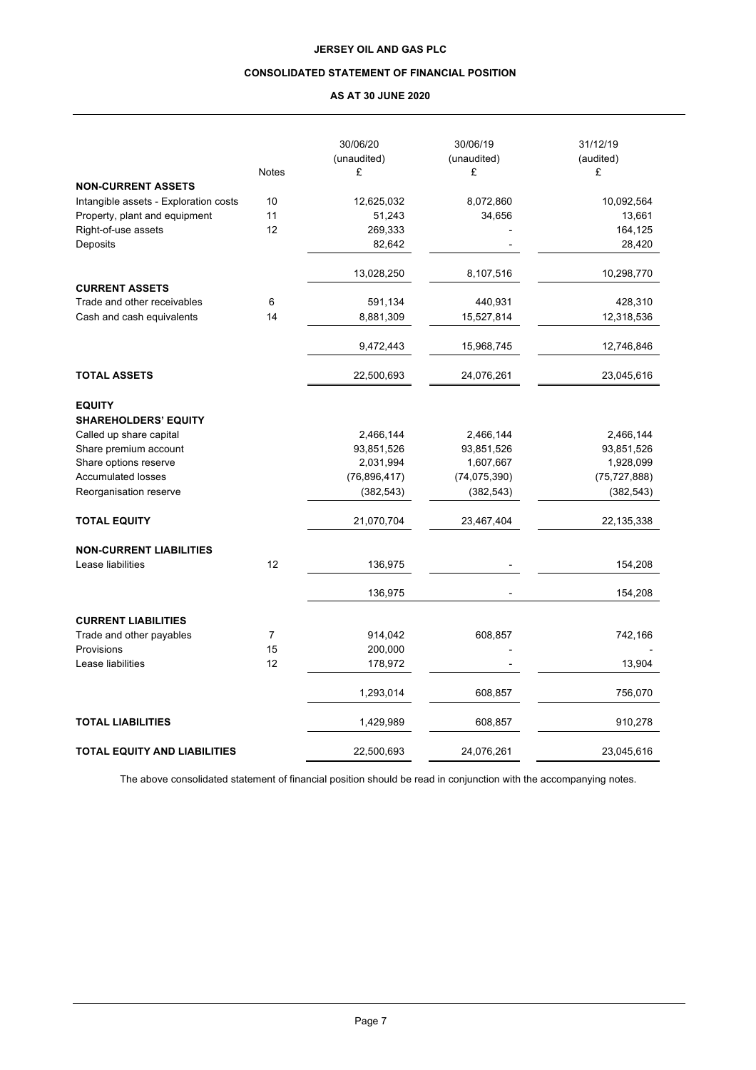**JERSEY OIL AND GAS PLC**

**CONSOLIDATED STATEMENT OF FINANCIAL POSITION**

**AS AT 30 JUNE 2020**

| | Notes | 30/06/20 (unaudited) £ | 30/06/19 (unaudited) £ | 31/12/19 (audited) £ |
|---|---|---|---|---|
| **NON-CURRENT ASSETS** | | | | |
| Intangible assets - Exploration costs | 10 | 12,625,032 | 8,072,860 | 10,092,564 |
| Property, plant and equipment | 11 | 51,243 | 34,656 | 13,661 |
| Right-of-use assets | 12 | 269,333 | - | 164,125 |
| Deposits | | 82,642 | - | 28,420 |
| | | 13,028,250 | 8,107,516 | 10,298,770 |
| **CURRENT ASSETS** | | | | |
| Trade and other receivables | 6 | 591,134 | 440,931 | 428,310 |
| Cash and cash equivalents | 14 | 8,881,309 | 15,527,814 | 12,318,536 |
| | | 9,472,443 | 15,968,745 | 12,746,846 |
| **TOTAL ASSETS** | | 22,500,693 | 24,076,261 | 23,045,616 |
| **EQUITY** | | | | |
| **SHAREHOLDERS' EQUITY** | | | | |
| Called up share capital | | 2,466,144 | 2,466,144 | 2,466,144 |
| Share premium account | | 93,851,526 | 93,851,526 | 93,851,526 |
| Share options reserve | | 2,031,994 | 1,607,667 | 1,928,099 |
| Accumulated losses | | (76,896,417) | (74,075,390) | (75,727,888) |
| Reorganisation reserve | | (382,543) | (382,543) | (382,543) |
| **TOTAL EQUITY** | | 21,070,704 | 23,467,404 | 22,135,338 |
| **NON-CURRENT LIABILITIES** | | | | |
| Lease liabilities | 12 | 136,975 | - | 154,208 |
| | | 136,975 | - | 154,208 |
| **CURRENT LIABILITIES** | | | | |
| Trade and other payables | 7 | 914,042 | 608,857 | 742,166 |
| Provisions | 15 | 200,000 | - | - |
| Lease liabilities | 12 | 178,972 | - | 13,904 |
| | | 1,293,014 | 608,857 | 756,070 |
| **TOTAL LIABILITIES** | | 1,429,989 | 608,857 | 910,278 |
| **TOTAL EQUITY AND LIABILITIES** | | 22,500,693 | 24,076,261 | 23,045,616 |

The above consolidated statement of financial position should be read in conjunction with the accompanying notes.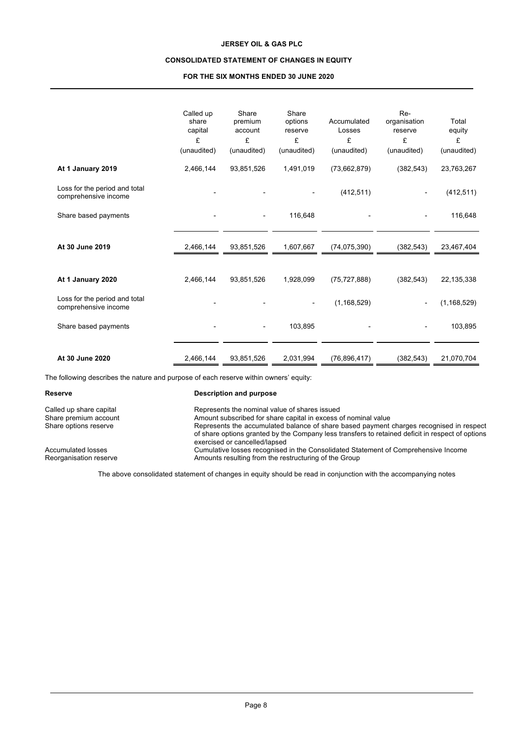# JERSEY OIL & GAS PLC

## CONSOLIDATED STATEMENT OF CHANGES IN EQUITY

### FOR THE SIX MONTHS ENDED 30 JUNE 2020

| | Called up share capital | Share premium account | Share options reserve | Accumulated Losses | Re-organisation reserve | Total equity |
|---|---|---|---|---|---|---|
| | £ | £ | £ | £ | £ | £ |
| | (unaudited) | (unaudited) | (unaudited) | (unaudited) | (unaudited) | (unaudited) |
| **At 1 January 2019** | 2,466,144 | 93,851,526 | 1,491,019 | (73,662,879) | (382,543) | 23,763,267 |
| Loss for the period and total comprehensive income | - | - | - | (412,511) | - | (412,511) |
| Share based payments | - | - | 116,648 | - | - | 116,648 |
| **At 30 June 2019** | 2,466,144 | 93,851,526 | 1,607,667 | (74,075,390) | (382,543) | 23,467,404 |
| **At 1 January 2020** | 2,466,144 | 93,851,526 | 1,928,099 | (75,727,888) | (382,543) | 22,135,338 |
| Loss for the period and total comprehensive income | - | - | - | (1,168,529) | - | (1,168,529) |
| Share based payments | - | - | 103,895 | - | - | 103,895 |
| **At 30 June 2020** | 2,466,144 | 93,851,526 | 2,031,994 | (76,896,417) | (382,543) | 21,070,704 |

The following describes the nature and purpose of each reserve within owners' equity:

| **Reserve** | **Description and purpose** |
|---|---|
| Called up share capital | Represents the nominal value of shares issued |
| Share premium account | Amount subscribed for share capital in excess of nominal value |
| Share options reserve | Represents the accumulated balance of share based payment charges recognised in respect of share options granted by the Company less transfers to retained deficit in respect of options exercised or cancelled/lapsed |
| Accumulated losses | Cumulative losses recognised in the Consolidated Statement of Comprehensive Income |
| Reorganisation reserve | Amounts resulting from the restructuring of the Group |

The above consolidated statement of changes in equity should be read in conjunction with the accompanying notes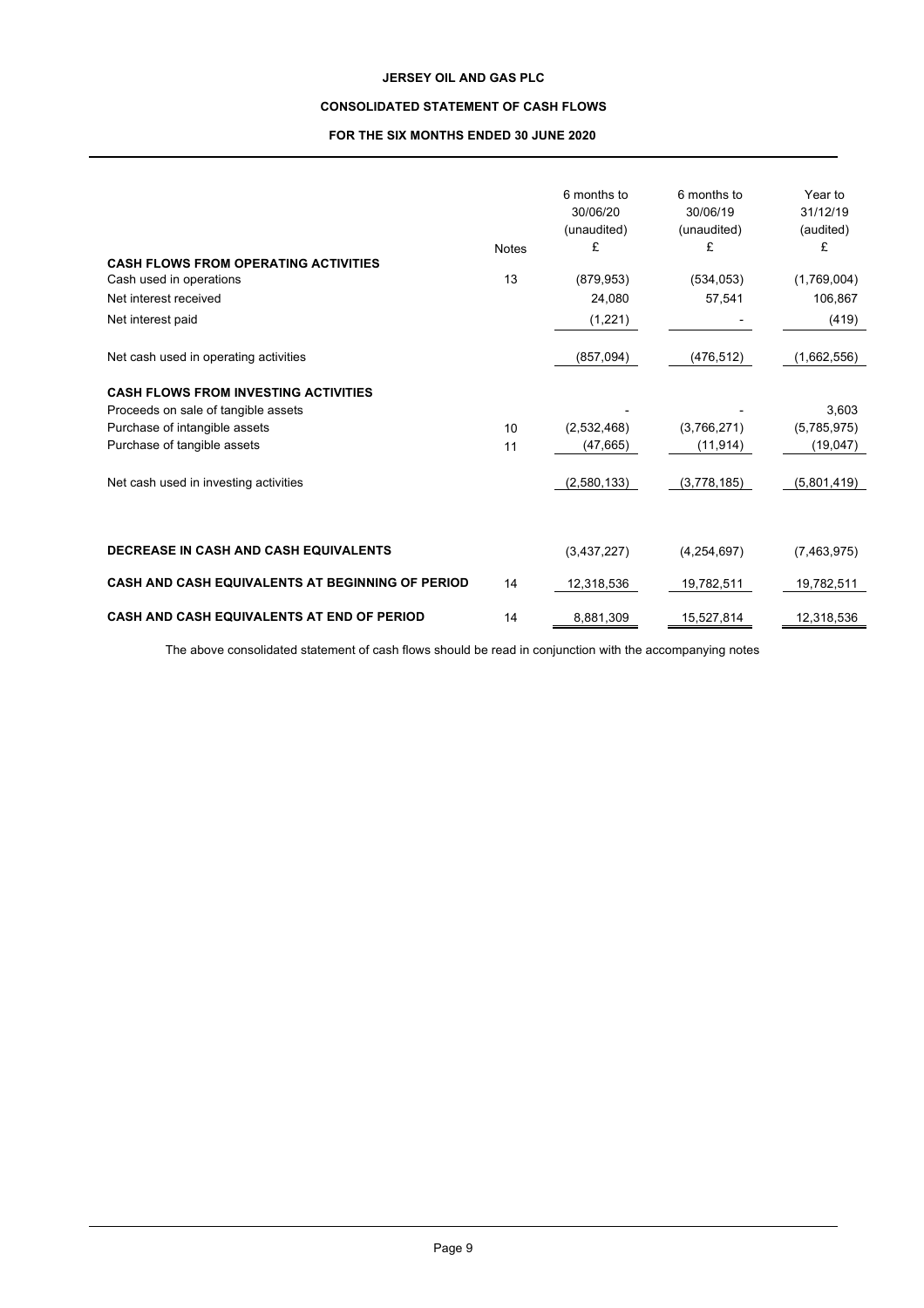**JERSEY OIL AND GAS PLC**

**CONSOLIDATED STATEMENT OF CASH FLOWS**

**FOR THE SIX MONTHS ENDED 30 JUNE 2020**

| | Notes | 6 months to 30/06/20 (unaudited) £ | 6 months to 30/06/19 (unaudited) £ | Year to 31/12/19 (audited) £ |
|---|---|---|---|---|
| **CASH FLOWS FROM OPERATING ACTIVITIES** | | | | |
| Cash used in operations | 13 | (879,953) | (534,053) | (1,769,004) |
| Net interest received | | 24,080 | 57,541 | 106,867 |
| Net interest paid | | (1,221) | - | (419) |
| Net cash used in operating activities | | (857,094) | (476,512) | (1,662,556) |
| **CASH FLOWS FROM INVESTING ACTIVITIES** | | | | |
| Proceeds on sale of tangible assets | | - | - | 3,603 |
| Purchase of intangible assets | 10 | (2,532,468) | (3,766,271) | (5,785,975) |
| Purchase of tangible assets | 11 | (47,665) | (11,914) | (19,047) |
| Net cash used in investing activities | | (2,580,133) | (3,778,185) | (5,801,419) |
| **DECREASE IN CASH AND CASH EQUIVALENTS** | | (3,437,227) | (4,254,697) | (7,463,975) |
| **CASH AND CASH EQUIVALENTS AT BEGINNING OF PERIOD** | 14 | 12,318,536 | 19,782,511 | 19,782,511 |
| **CASH AND CASH EQUIVALENTS AT END OF PERIOD** | 14 | 8,881,309 | 15,527,814 | 12,318,536 |

The above consolidated statement of cash flows should be read in conjunction with the accompanying notes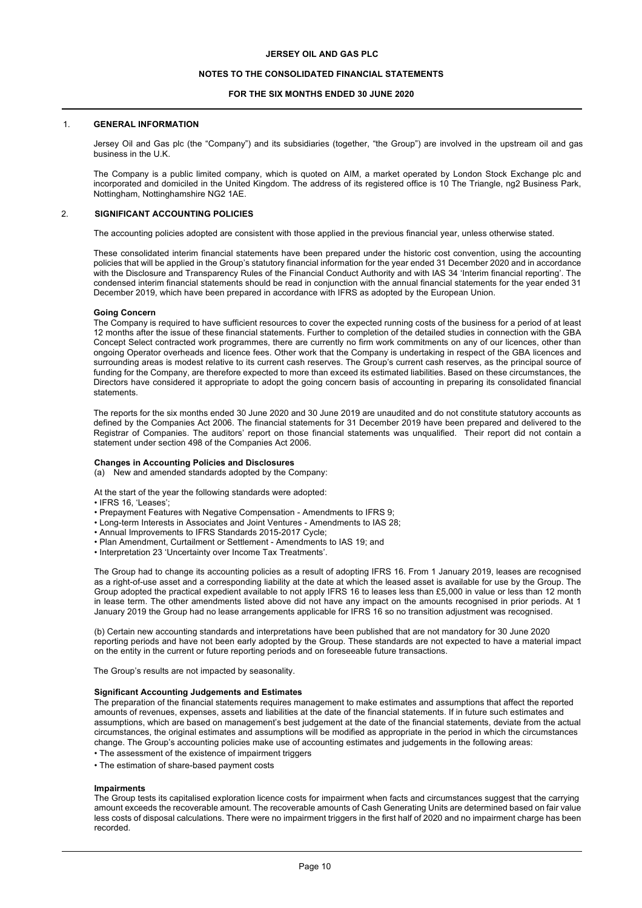# JERSEY OIL AND GAS PLC

## NOTES TO THE CONSOLIDATED FINANCIAL STATEMENTS

## FOR THE SIX MONTHS ENDED 30 JUNE 2020

### 1. GENERAL INFORMATION

Jersey Oil and Gas plc (the "Company") and its subsidiaries (together, "the Group") are involved in the upstream oil and gas business in the U.K.

The Company is a public limited company, which is quoted on AIM, a market operated by London Stock Exchange plc and incorporated and domiciled in the United Kingdom. The address of its registered office is 10 The Triangle, ng2 Business Park, Nottingham, Nottinghamshire NG2 1AE.

### 2. SIGNIFICANT ACCOUNTING POLICIES

The accounting policies adopted are consistent with those applied in the previous financial year, unless otherwise stated.

These consolidated interim financial statements have been prepared under the historic cost convention, using the accounting policies that will be applied in the Group's statutory financial information for the year ended 31 December 2020 and in accordance with the Disclosure and Transparency Rules of the Financial Conduct Authority and with IAS 34 'Interim financial reporting'. The condensed interim financial statements should be read in conjunction with the annual financial statements for the year ended 31 December 2019, which have been prepared in accordance with IFRS as adopted by the European Union.

**Going Concern**

The Company is required to have sufficient resources to cover the expected running costs of the business for a period of at least 12 months after the issue of these financial statements. Further to completion of the detailed studies in connection with the GBA Concept Select contracted work programmes, there are currently no firm work commitments on any of our licences, other than ongoing Operator overheads and licence fees. Other work that the Company is undertaking in respect of the GBA licences and surrounding areas is modest relative to its current cash reserves. The Group's current cash reserves, as the principal source of funding for the Company, are therefore expected to more than exceed its estimated liabilities. Based on these circumstances, the Directors have considered it appropriate to adopt the going concern basis of accounting in preparing its consolidated financial statements.

The reports for the six months ended 30 June 2020 and 30 June 2019 are unaudited and do not constitute statutory accounts as defined by the Companies Act 2006. The financial statements for 31 December 2019 have been prepared and delivered to the Registrar of Companies. The auditors' report on those financial statements was unqualified. Their report did not contain a statement under section 498 of the Companies Act 2006.

**Changes in Accounting Policies and Disclosures**

(a) New and amended standards adopted by the Company:

At the start of the year the following standards were adopted:

- IFRS 16, 'Leases';
- Prepayment Features with Negative Compensation - Amendments to IFRS 9;
- Long-term Interests in Associates and Joint Ventures - Amendments to IAS 28;
- Annual Improvements to IFRS Standards 2015-2017 Cycle;
- Plan Amendment, Curtailment or Settlement - Amendments to IAS 19; and
- Interpretation 23 'Uncertainty over Income Tax Treatments'.

The Group had to change its accounting policies as a result of adopting IFRS 16. From 1 January 2019, leases are recognised as a right-of-use asset and a corresponding liability at the date at which the leased asset is available for use by the Group. The Group adopted the practical expedient available to not apply IFRS 16 to leases less than £5,000 in value or less than 12 month in lease term. The other amendments listed above did not have any impact on the amounts recognised in prior periods. At 1 January 2019 the Group had no lease arrangements applicable for IFRS 16 so no transition adjustment was recognised.

(b) Certain new accounting standards and interpretations have been published that are not mandatory for 30 June 2020 reporting periods and have not been early adopted by the Group. These standards are not expected to have a material impact on the entity in the current or future reporting periods and on foreseeable future transactions.

The Group's results are not impacted by seasonality.

**Significant Accounting Judgements and Estimates**

The preparation of the financial statements requires management to make estimates and assumptions that affect the reported amounts of revenues, expenses, assets and liabilities at the date of the financial statements. If in future such estimates and assumptions, which are based on management's best judgement at the date of the financial statements, deviate from the actual circumstances, the original estimates and assumptions will be modified as appropriate in the period in which the circumstances change. The Group's accounting policies make use of accounting estimates and judgements in the following areas:

- The assessment of the existence of impairment triggers
- The estimation of share-based payment costs

**Impairments**

The Group tests its capitalised exploration licence costs for impairment when facts and circumstances suggest that the carrying amount exceeds the recoverable amount. The recoverable amounts of Cash Generating Units are determined based on fair value less costs of disposal calculations. There were no impairment triggers in the first half of 2020 and no impairment charge has been recorded.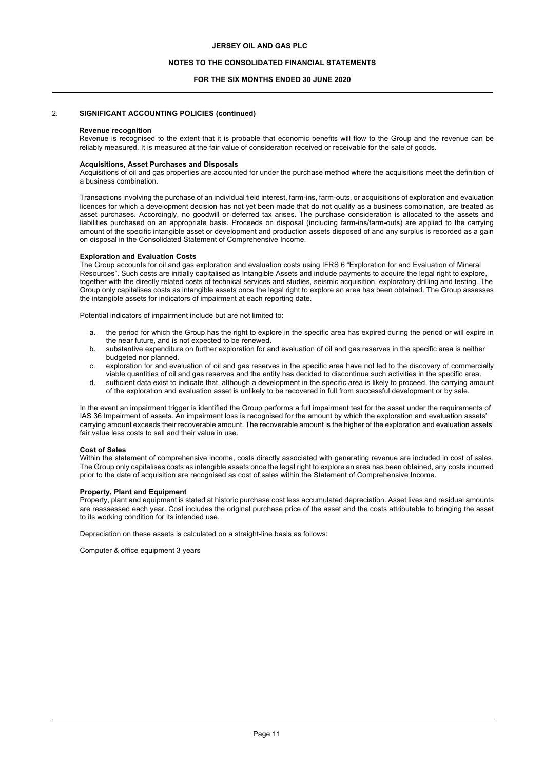## 2. SIGNIFICANT ACCOUNTING POLICIES (continued)

**Revenue recognition**

Revenue is recognised to the extent that it is probable that economic benefits will flow to the Group and the revenue can be reliably measured. It is measured at the fair value of consideration received or receivable for the sale of goods.

**Acquisitions, Asset Purchases and Disposals**

Acquisitions of oil and gas properties are accounted for under the purchase method where the acquisitions meet the definition of a business combination.

Transactions involving the purchase of an individual field interest, farm-ins, farm-outs, or acquisitions of exploration and evaluation licences for which a development decision has not yet been made that do not qualify as a business combination, are treated as asset purchases. Accordingly, no goodwill or deferred tax arises. The purchase consideration is allocated to the assets and liabilities purchased on an appropriate basis. Proceeds on disposal (including farm-ins/farm-outs) are applied to the carrying amount of the specific intangible asset or development and production assets disposed of and any surplus is recorded as a gain on disposal in the Consolidated Statement of Comprehensive Income.

**Exploration and Evaluation Costs**

The Group accounts for oil and gas exploration and evaluation costs using IFRS 6 "Exploration for and Evaluation of Mineral Resources". Such costs are initially capitalised as Intangible Assets and include payments to acquire the legal right to explore, together with the directly related costs of technical services and studies, seismic acquisition, exploratory drilling and testing. The Group only capitalises costs as intangible assets once the legal right to explore an area has been obtained. The Group assesses the intangible assets for indicators of impairment at each reporting date.

Potential indicators of impairment include but are not limited to:

a. the period for which the Group has the right to explore in the specific area has expired during the period or will expire in the near future, and is not expected to be renewed.
b. substantive expenditure on further exploration for and evaluation of oil and gas reserves in the specific area is neither budgeted nor planned.
c. exploration for and evaluation of oil and gas reserves in the specific area have not led to the discovery of commercially viable quantities of oil and gas reserves and the entity has decided to discontinue such activities in the specific area.
d. sufficient data exist to indicate that, although a development in the specific area is likely to proceed, the carrying amount of the exploration and evaluation asset is unlikely to be recovered in full from successful development or by sale.

In the event an impairment trigger is identified the Group performs a full impairment test for the asset under the requirements of IAS 36 Impairment of assets. An impairment loss is recognised for the amount by which the exploration and evaluation assets' carrying amount exceeds their recoverable amount. The recoverable amount is the higher of the exploration and evaluation assets' fair value less costs to sell and their value in use.

**Cost of Sales**

Within the statement of comprehensive income, costs directly associated with generating revenue are included in cost of sales. The Group only capitalises costs as intangible assets once the legal right to explore an area has been obtained, any costs incurred prior to the date of acquisition are recognised as cost of sales within the Statement of Comprehensive Income.

**Property, Plant and Equipment**

Property, plant and equipment is stated at historic purchase cost less accumulated depreciation. Asset lives and residual amounts are reassessed each year. Cost includes the original purchase price of the asset and the costs attributable to bringing the asset to its working condition for its intended use.

Depreciation on these assets is calculated on a straight-line basis as follows:

Computer & office equipment 3 years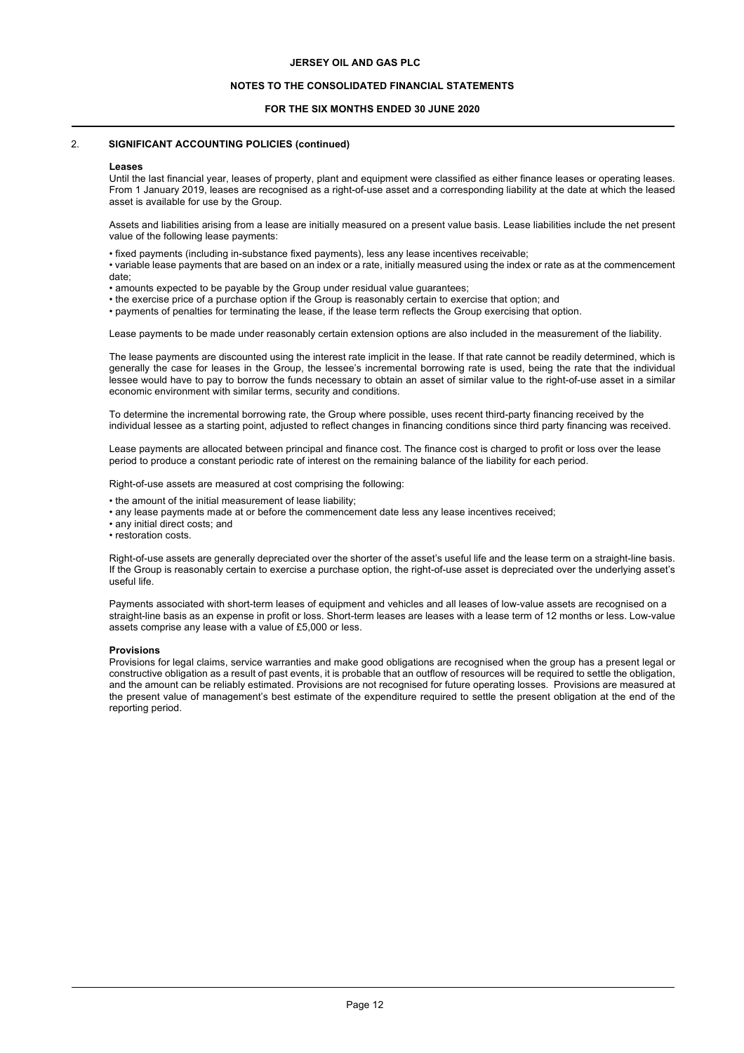## 2. SIGNIFICANT ACCOUNTING POLICIES (continued)

**Leases**

Until the last financial year, leases of property, plant and equipment were classified as either finance leases or operating leases. From 1 January 2019, leases are recognised as a right-of-use asset and a corresponding liability at the date at which the leased asset is available for use by the Group.

Assets and liabilities arising from a lease are initially measured on a present value basis. Lease liabilities include the net present value of the following lease payments:

- fixed payments (including in-substance fixed payments), less any lease incentives receivable;
- variable lease payments that are based on an index or a rate, initially measured using the index or rate as at the commencement date;
- amounts expected to be payable by the Group under residual value guarantees;
- the exercise price of a purchase option if the Group is reasonably certain to exercise that option; and
- payments of penalties for terminating the lease, if the lease term reflects the Group exercising that option.

Lease payments to be made under reasonably certain extension options are also included in the measurement of the liability.

The lease payments are discounted using the interest rate implicit in the lease. If that rate cannot be readily determined, which is generally the case for leases in the Group, the lessee's incremental borrowing rate is used, being the rate that the individual lessee would have to pay to borrow the funds necessary to obtain an asset of similar value to the right-of-use asset in a similar economic environment with similar terms, security and conditions.

To determine the incremental borrowing rate, the Group where possible, uses recent third-party financing received by the individual lessee as a starting point, adjusted to reflect changes in financing conditions since third party financing was received.

Lease payments are allocated between principal and finance cost. The finance cost is charged to profit or loss over the lease period to produce a constant periodic rate of interest on the remaining balance of the liability for each period.

Right-of-use assets are measured at cost comprising the following:

- the amount of the initial measurement of lease liability;
- any lease payments made at or before the commencement date less any lease incentives received;
- any initial direct costs; and
- restoration costs.

Right-of-use assets are generally depreciated over the shorter of the asset's useful life and the lease term on a straight-line basis. If the Group is reasonably certain to exercise a purchase option, the right-of-use asset is depreciated over the underlying asset's useful life.

Payments associated with short-term leases of equipment and vehicles and all leases of low-value assets are recognised on a straight-line basis as an expense in profit or loss. Short-term leases are leases with a lease term of 12 months or less. Low-value assets comprise any lease with a value of £5,000 or less.

**Provisions**

Provisions for legal claims, service warranties and make good obligations are recognised when the group has a present legal or constructive obligation as a result of past events, it is probable that an outflow of resources will be required to settle the obligation, and the amount can be reliably estimated. Provisions are not recognised for future operating losses. Provisions are measured at the present value of management's best estimate of the expenditure required to settle the present obligation at the end of the reporting period.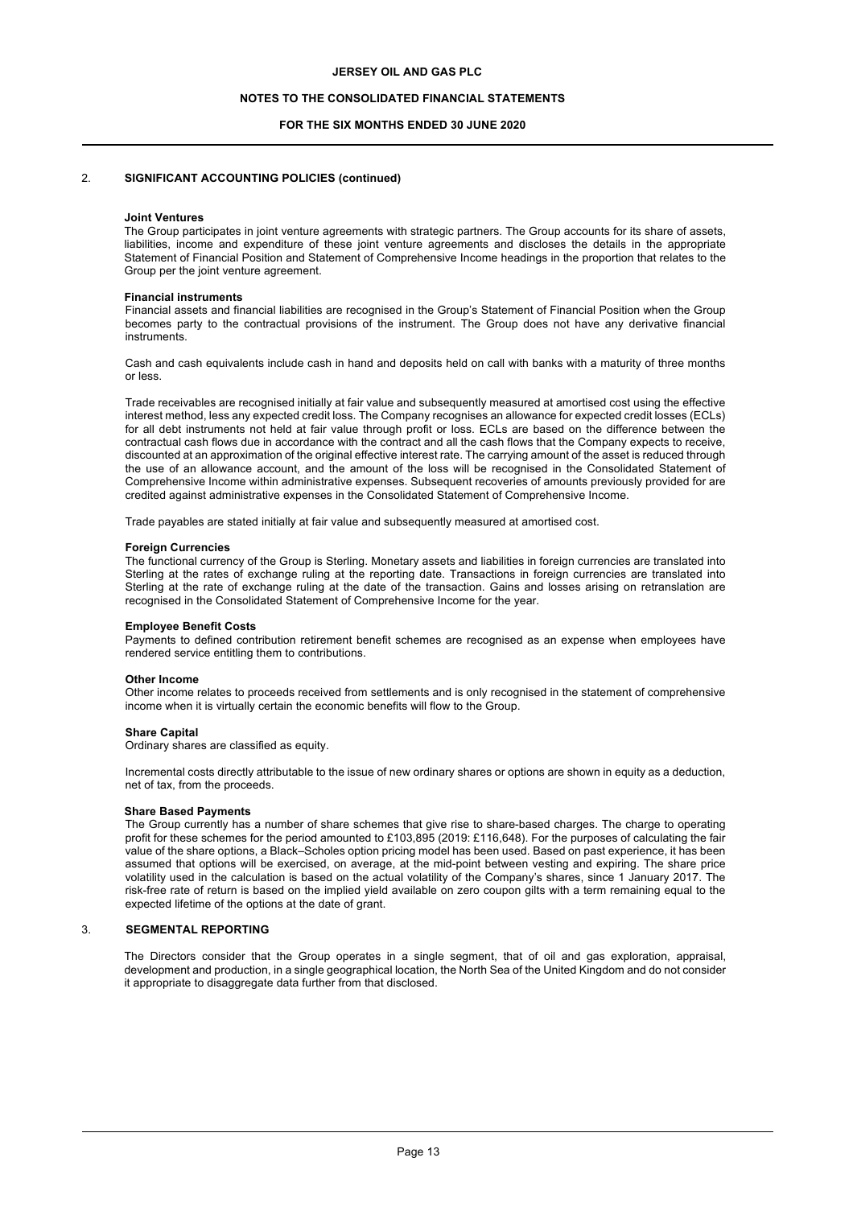## 2. SIGNIFICANT ACCOUNTING POLICIES (continued)

**Joint Ventures**

The Group participates in joint venture agreements with strategic partners. The Group accounts for its share of assets, liabilities, income and expenditure of these joint venture agreements and discloses the details in the appropriate Statement of Financial Position and Statement of Comprehensive Income headings in the proportion that relates to the Group per the joint venture agreement.

**Financial instruments**

Financial assets and financial liabilities are recognised in the Group's Statement of Financial Position when the Group becomes party to the contractual provisions of the instrument. The Group does not have any derivative financial instruments.

Cash and cash equivalents include cash in hand and deposits held on call with banks with a maturity of three months or less.

Trade receivables are recognised initially at fair value and subsequently measured at amortised cost using the effective interest method, less any expected credit loss. The Company recognises an allowance for expected credit losses (ECLs) for all debt instruments not held at fair value through profit or loss. ECLs are based on the difference between the contractual cash flows due in accordance with the contract and all the cash flows that the Company expects to receive, discounted at an approximation of the original effective interest rate. The carrying amount of the asset is reduced through the use of an allowance account, and the amount of the loss will be recognised in the Consolidated Statement of Comprehensive Income within administrative expenses. Subsequent recoveries of amounts previously provided for are credited against administrative expenses in the Consolidated Statement of Comprehensive Income.

Trade payables are stated initially at fair value and subsequently measured at amortised cost.

**Foreign Currencies**

The functional currency of the Group is Sterling. Monetary assets and liabilities in foreign currencies are translated into Sterling at the rates of exchange ruling at the reporting date. Transactions in foreign currencies are translated into Sterling at the rate of exchange ruling at the date of the transaction. Gains and losses arising on retranslation are recognised in the Consolidated Statement of Comprehensive Income for the year.

**Employee Benefit Costs**

Payments to defined contribution retirement benefit schemes are recognised as an expense when employees have rendered service entitling them to contributions.

**Other Income**

Other income relates to proceeds received from settlements and is only recognised in the statement of comprehensive income when it is virtually certain the economic benefits will flow to the Group.

**Share Capital**

Ordinary shares are classified as equity.

Incremental costs directly attributable to the issue of new ordinary shares or options are shown in equity as a deduction, net of tax, from the proceeds.

**Share Based Payments**

The Group currently has a number of share schemes that give rise to share-based charges. The charge to operating profit for these schemes for the period amounted to £103,895 (2019: £116,648). For the purposes of calculating the fair value of the share options, a Black–Scholes option pricing model has been used. Based on past experience, it has been assumed that options will be exercised, on average, at the mid-point between vesting and expiring. The share price volatility used in the calculation is based on the actual volatility of the Company's shares, since 1 January 2017. The risk-free rate of return is based on the implied yield available on zero coupon gilts with a term remaining equal to the expected lifetime of the options at the date of grant.

## 3. SEGMENTAL REPORTING

The Directors consider that the Group operates in a single segment, that of oil and gas exploration, appraisal, development and production, in a single geographical location, the North Sea of the United Kingdom and do not consider it appropriate to disaggregate data further from that disclosed.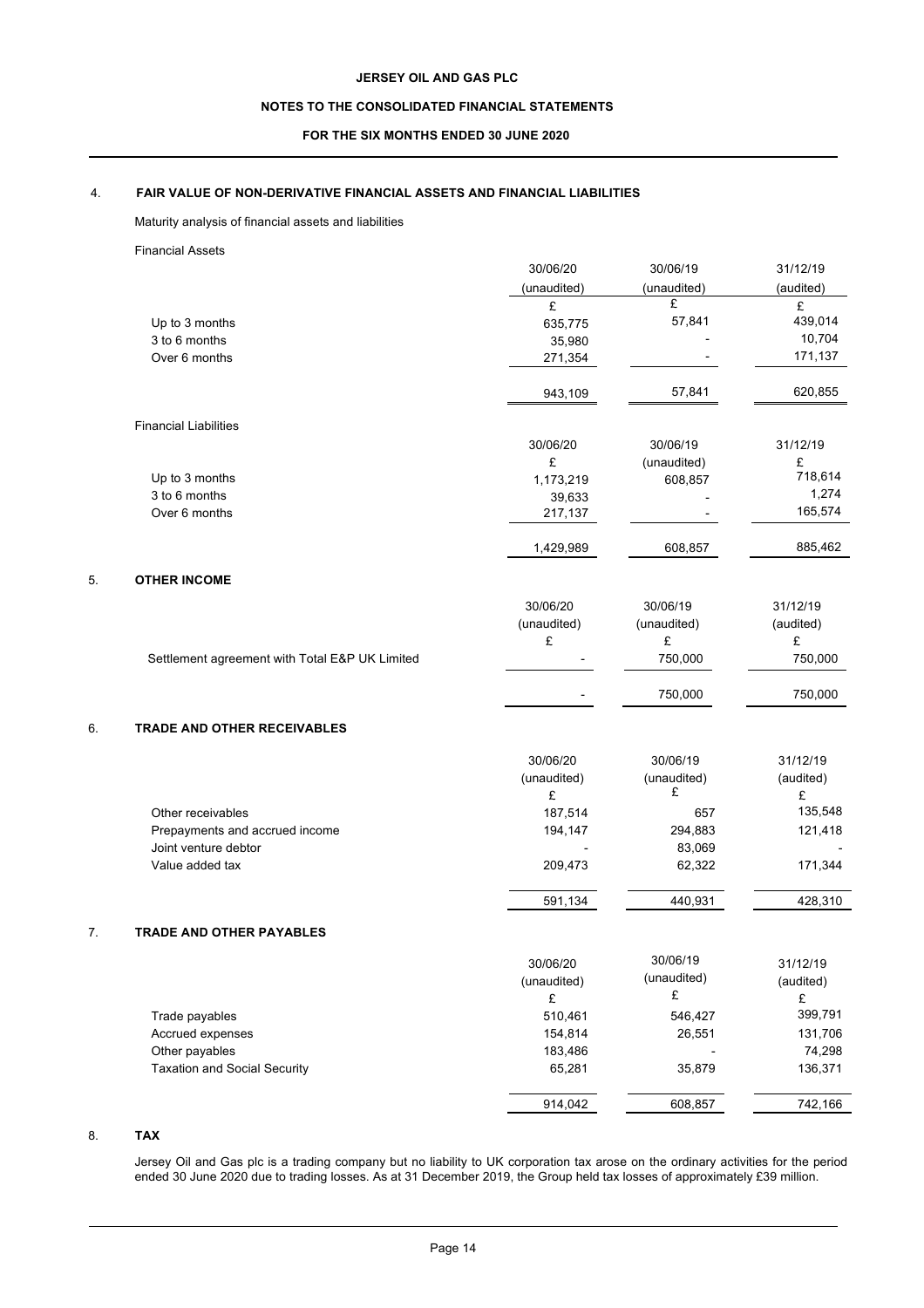## 4. FAIR VALUE OF NON-DERIVATIVE FINANCIAL ASSETS AND FINANCIAL LIABILITIES

Maturity analysis of financial assets and liabilities

Financial Assets

| | 30/06/20 (unaudited) | 30/06/19 (unaudited) | 31/12/19 (audited) |
|---|---|---|---|
| | £ | £ | £ |
| Up to 3 months | 635,775 | 57,841 | 439,014 |
| 3 to 6 months | 35,980 | - | 10,704 |
| Over 6 months | 271,354 | - | 171,137 |
| | 943,109 | 57,841 | 620,855 |

Financial Liabilities

| | 30/06/20 | 30/06/19 | 31/12/19 |
|---|---|---|---|
| | £ | (unaudited) | £ |
| Up to 3 months | 1,173,219 | 608,857 | 718,614 |
| 3 to 6 months | 39,633 | - | 1,274 |
| Over 6 months | 217,137 | - | 165,574 |
| | 1,429,989 | 608,857 | 885,462 |

## 5. OTHER INCOME

| | 30/06/20 (unaudited) | 30/06/19 (unaudited) | 31/12/19 (audited) |
|---|---|---|---|
| | £ | £ | £ |
| Settlement agreement with Total E&P UK Limited | - | 750,000 | 750,000 |
| | - | 750,000 | 750,000 |

## 6. TRADE AND OTHER RECEIVABLES

| | 30/06/20 (unaudited) | 30/06/19 (unaudited) | 31/12/19 (audited) |
|---|---|---|---|
| | £ | £ | £ |
| Other receivables | 187,514 | 657 | 135,548 |
| Prepayments and accrued income | 194,147 | 294,883 | 121,418 |
| Joint venture debtor | - | 83,069 | - |
| Value added tax | 209,473 | 62,322 | 171,344 |
| | 591,134 | 440,931 | 428,310 |

## 7. TRADE AND OTHER PAYABLES

| | 30/06/20 (unaudited) | 30/06/19 (unaudited) | 31/12/19 (audited) |
|---|---|---|---|
| | £ | £ | £ |
| Trade payables | 510,461 | 546,427 | 399,791 |
| Accrued expenses | 154,814 | 26,551 | 131,706 |
| Other payables | 183,486 | - | 74,298 |
| Taxation and Social Security | 65,281 | 35,879 | 136,371 |
| | 914,042 | 608,857 | 742,166 |

## 8. TAX

Jersey Oil and Gas plc is a trading company but no liability to UK corporation tax arose on the ordinary activities for the period ended 30 June 2020 due to trading losses. As at 31 December 2019, the Group held tax losses of approximately £39 million.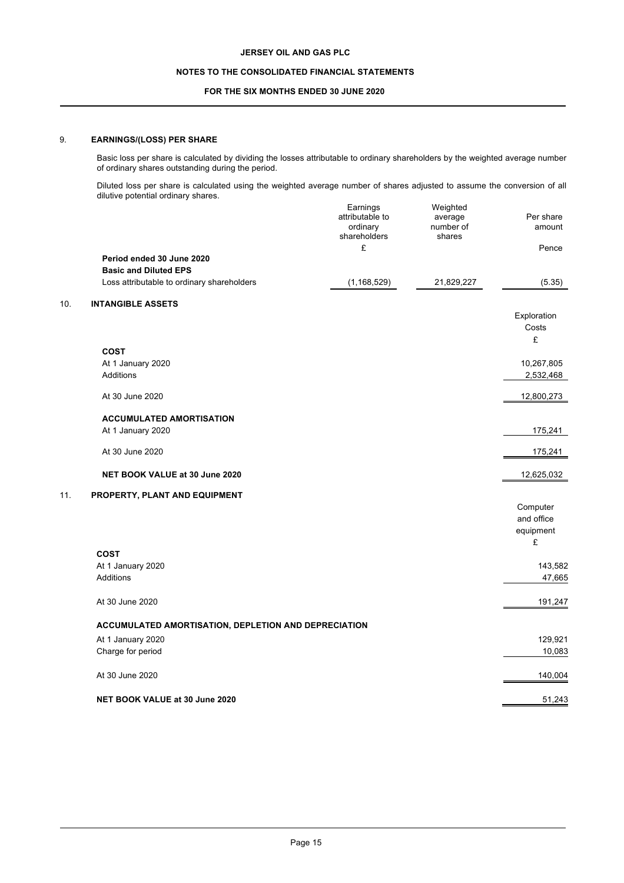## 9. EARNINGS/(LOSS) PER SHARE

Basic loss per share is calculated by dividing the losses attributable to ordinary shareholders by the weighted average number of ordinary shares outstanding during the period.

Diluted loss per share is calculated using the weighted average number of shares adjusted to assume the conversion of all dilutive potential ordinary shares.

| | Earnings attributable to ordinary shareholders | Weighted average number of shares | Per share amount |
|---|---|---|---|
| | £ | | Pence |
| **Period ended 30 June 2020** | | | |
| **Basic and Diluted EPS** | | | |
| Loss attributable to ordinary shareholders | (1,168,529) | 21,829,227 | (5.35) |

## 10. INTANGIBLE ASSETS

| | Exploration Costs |
|---|---|
| | £ |
| **COST** | |
| At 1 January 2020 | 10,267,805 |
| Additions | 2,532,468 |
| At 30 June 2020 | 12,800,273 |
| **ACCUMULATED AMORTISATION** | |
| At 1 January 2020 | 175,241 |
| At 30 June 2020 | 175,241 |
| **NET BOOK VALUE at 30 June 2020** | 12,625,032 |

## 11. PROPERTY, PLANT AND EQUIPMENT

| | Computer and office equipment |
|---|---|
| | £ |
| **COST** | |
| At 1 January 2020 | 143,582 |
| Additions | 47,665 |
| At 30 June 2020 | 191,247 |
| **ACCUMULATED AMORTISATION, DEPLETION AND DEPRECIATION** | |
| At 1 January 2020 | 129,921 |
| Charge for period | 10,083 |
| At 30 June 2020 | 140,004 |
| **NET BOOK VALUE at 30 June 2020** | 51,243 |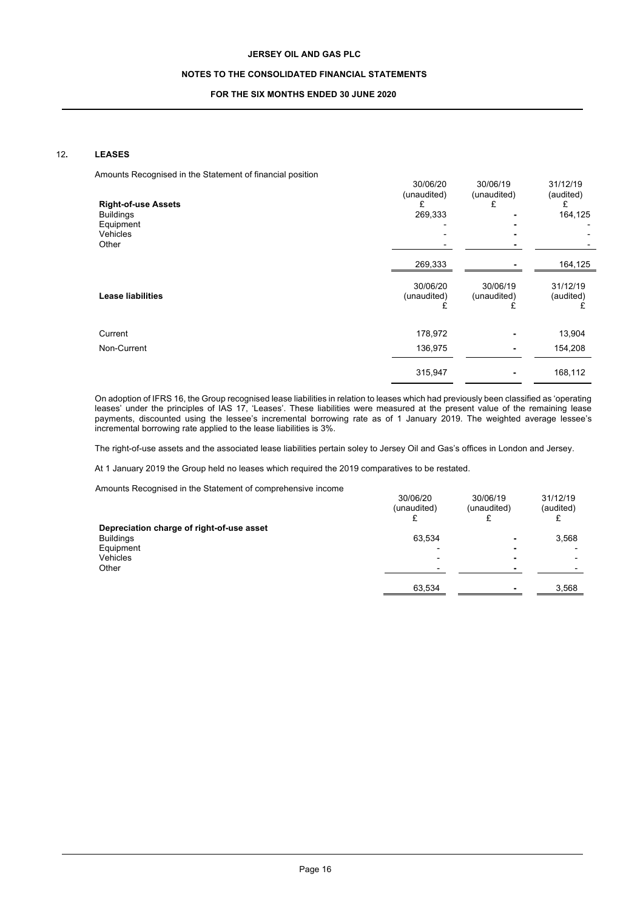## 12. LEASES

Amounts Recognised in the Statement of financial position

| Right-of-use Assets | 30/06/20 (unaudited) £ | 30/06/19 (unaudited) £ | 31/12/19 (audited) £ |
|---|---|---|---|
| Buildings | 269,333 | - | 164,125 |
| Equipment | - | - | - |
| Vehicles | - | - | - |
| Other | - | - | - |
| | 269,333 | - | 164,125 |

| Lease liabilities | 30/06/20 (unaudited) £ | 30/06/19 (unaudited) £ | 31/12/19 (audited) £ |
|---|---|---|---|
| Current | 178,972 | - | 13,904 |
| Non-Current | 136,975 | - | 154,208 |
| | 315,947 | - | 168,112 |

On adoption of IFRS 16, the Group recognised lease liabilities in relation to leases which had previously been classified as 'operating leases' under the principles of IAS 17, 'Leases'. These liabilities were measured at the present value of the remaining lease payments, discounted using the lessee's incremental borrowing rate as of 1 January 2019. The weighted average lessee's incremental borrowing rate applied to the lease liabilities is 3%.

The right-of-use assets and the associated lease liabilities pertain soley to Jersey Oil and Gas's offices in London and Jersey.

At 1 January 2019 the Group held no leases which required the 2019 comparatives to be restated.

Amounts Recognised in the Statement of comprehensive income

| Depreciation charge of right-of-use asset | 30/06/20 (unaudited) £ | 30/06/19 (unaudited) £ | 31/12/19 (audited) £ |
|---|---|---|---|
| Buildings | 63,534 | - | 3,568 |
| Equipment | - | - | - |
| Vehicles | - | - | - |
| Other | - | - | - |
| | 63,534 | - | 3,568 |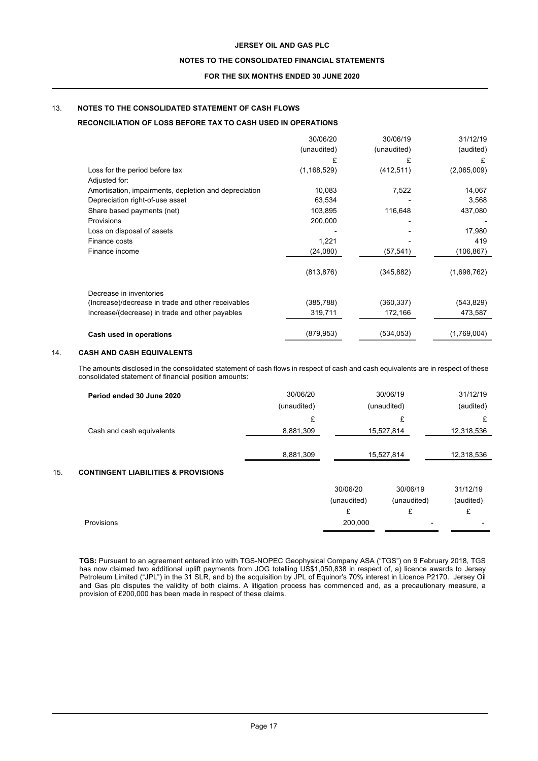## 13. NOTES TO THE CONSOLIDATED STATEMENT OF CASH FLOWS

### RECONCILIATION OF LOSS BEFORE TAX TO CASH USED IN OPERATIONS

| | 30/06/20 (unaudited) | 30/06/19 (unaudited) | 31/12/19 (audited) |
|---|---|---|---|
| | £ | £ | £ |
| Loss for the period before tax | (1,168,529) | (412,511) | (2,065,009) |
| Adjusted for: | | | |
| Amortisation, impairments, depletion and depreciation | 10,083 | 7,522 | 14,067 |
| Depreciation right-of-use asset | 63,534 | - | 3,568 |
| Share based payments (net) | 103,895 | 116,648 | 437,080 |
| Provisions | 200,000 | - | - |
| Loss on disposal of assets | - | - | 17,980 |
| Finance costs | 1,221 | - | 419 |
| Finance income | (24,080) | (57,541) | (106,867) |
| | (813,876) | (345,882) | (1,698,762) |
| Decrease in inventories | | | |
| (Increase)/decrease in trade and other receivables | (385,788) | (360,337) | (543,829) |
| Increase/(decrease) in trade and other payables | 319,711 | 172,166 | 473,587 |
| **Cash used in operations** | (879,953) | (534,053) | (1,769,004) |

## 14. CASH AND CASH EQUIVALENTS

The amounts disclosed in the consolidated statement of cash flows in respect of cash and cash equivalents are in respect of these consolidated statement of financial position amounts:

| **Period ended 30 June 2020** | 30/06/20 (unaudited) | 30/06/19 (unaudited) | 31/12/19 (audited) |
|---|---|---|---|
| | £ | £ | £ |
| Cash and cash equivalents | 8,881,309 | 15,527,814 | 12,318,536 |
| | 8,881,309 | 15,527,814 | 12,318,536 |

## 15. CONTINGENT LIABILITIES & PROVISIONS

| | 30/06/20 (unaudited) | 30/06/19 (unaudited) | 31/12/19 (audited) |
|---|---|---|---|
| | £ | £ | £ |
| Provisions | 200,000 | - | - |

**TGS:** Pursuant to an agreement entered into with TGS-NOPEC Geophysical Company ASA ("TGS") on 9 February 2018, TGS has now claimed two additional uplift payments from JOG totalling US$1,050,838 in respect of, a) licence awards to Jersey Petroleum Limited ("JPL") in the 31 SLR, and b) the acquisition by JPL of Equinor's 70% interest in Licence P2170. Jersey Oil and Gas plc disputes the validity of both claims. A litigation process has commenced and, as a precautionary measure, a provision of £200,000 has been made in respect of these claims.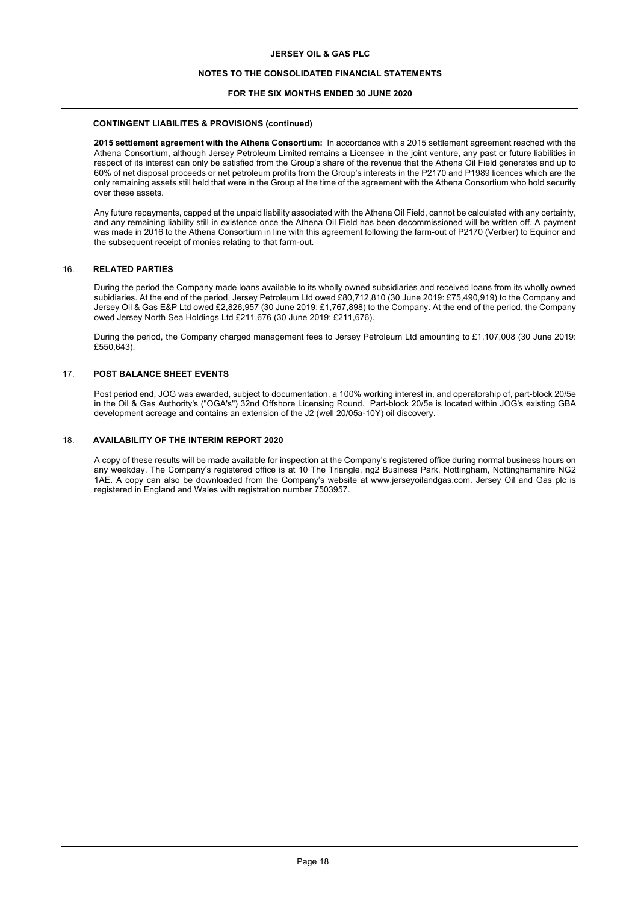**CONTINGENT LIABILITES & PROVISIONS (continued)**

**2015 settlement agreement with the Athena Consortium:** In accordance with a 2015 settlement agreement reached with the Athena Consortium, although Jersey Petroleum Limited remains a Licensee in the joint venture, any past or future liabilities in respect of its interest can only be satisfied from the Group's share of the revenue that the Athena Oil Field generates and up to 60% of net disposal proceeds or net petroleum profits from the Group's interests in the P2170 and P1989 licences which are the only remaining assets still held that were in the Group at the time of the agreement with the Athena Consortium who hold security over these assets.

Any future repayments, capped at the unpaid liability associated with the Athena Oil Field, cannot be calculated with any certainty, and any remaining liability still in existence once the Athena Oil Field has been decommissioned will be written off. A payment was made in 2016 to the Athena Consortium in line with this agreement following the farm-out of P2170 (Verbier) to Equinor and the subsequent receipt of monies relating to that farm-out.

## 16. RELATED PARTIES

During the period the Company made loans available to its wholly owned subsidiaries and received loans from its wholly owned subidiaries. At the end of the period, Jersey Petroleum Ltd owed £80,712,810 (30 June 2019: £75,490,919) to the Company and Jersey Oil & Gas E&P Ltd owed £2,826,957 (30 June 2019: £1,767,898) to the Company. At the end of the period, the Company owed Jersey North Sea Holdings Ltd £211,676 (30 June 2019: £211,676).

During the period, the Company charged management fees to Jersey Petroleum Ltd amounting to £1,107,008 (30 June 2019: £550,643).

## 17. POST BALANCE SHEET EVENTS

Post period end, JOG was awarded, subject to documentation, a 100% working interest in, and operatorship of, part-block 20/5e in the Oil & Gas Authority's ("OGA's") 32nd Offshore Licensing Round. Part-block 20/5e is located within JOG's existing GBA development acreage and contains an extension of the J2 (well 20/05a-10Y) oil discovery.

## 18. AVAILABILITY OF THE INTERIM REPORT 2020

A copy of these results will be made available for inspection at the Company's registered office during normal business hours on any weekday. The Company's registered office is at 10 The Triangle, ng2 Business Park, Nottingham, Nottinghamshire NG2 1AE. A copy can also be downloaded from the Company's website at www.jerseyoilandgas.com. Jersey Oil and Gas plc is registered in England and Wales with registration number 7503957.